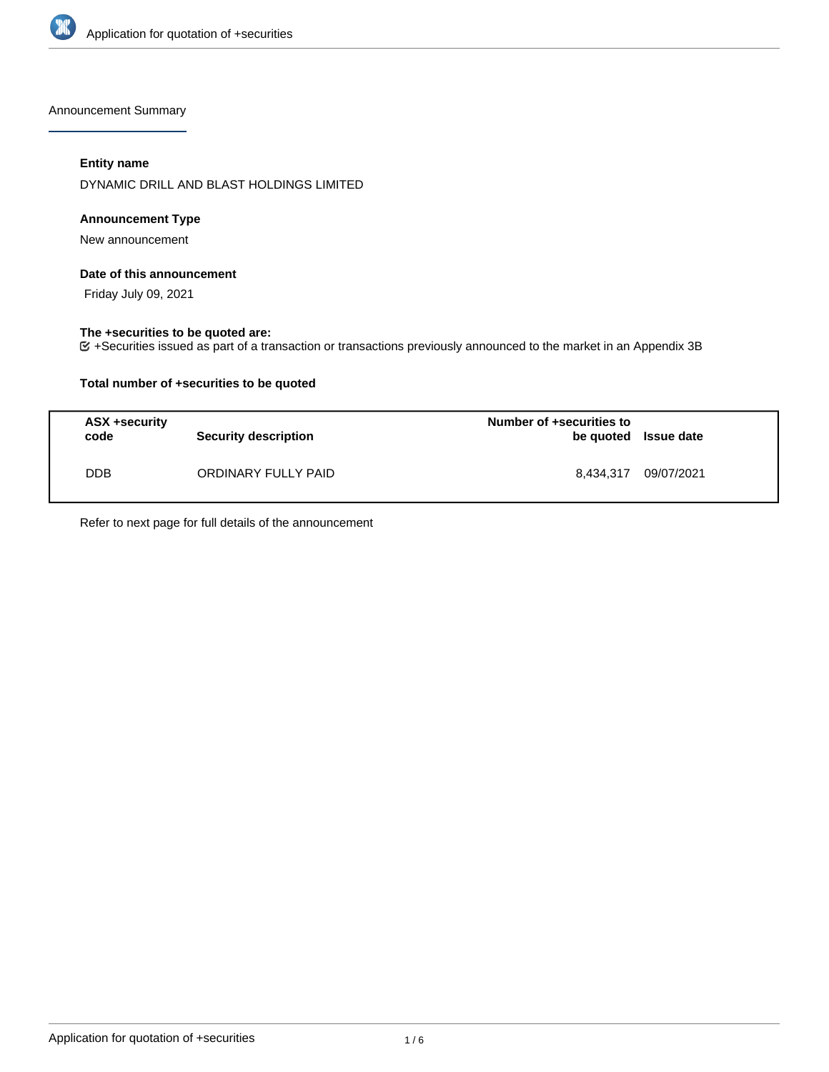Announcement Summary

**Entity name**

DYNAMIC DRILL AND BLAST HOLDINGS LIMITED

**Announcement Type**

New announcement

**Date of this announcement**

Friday July 09, 2021

**The +securities to be quoted are:**

+Securities issued as part of a transaction or transactions previously announced to the market in an Appendix 3B

**Total number of +securities to be quoted**

| ASX +security code | Security description | Number of +securities to be quoted | Issue date |
|---|---|---|---|
| DDB | ORDINARY FULLY PAID | 8,434,317 | 09/07/2021 |

Refer to next page for full details of the announcement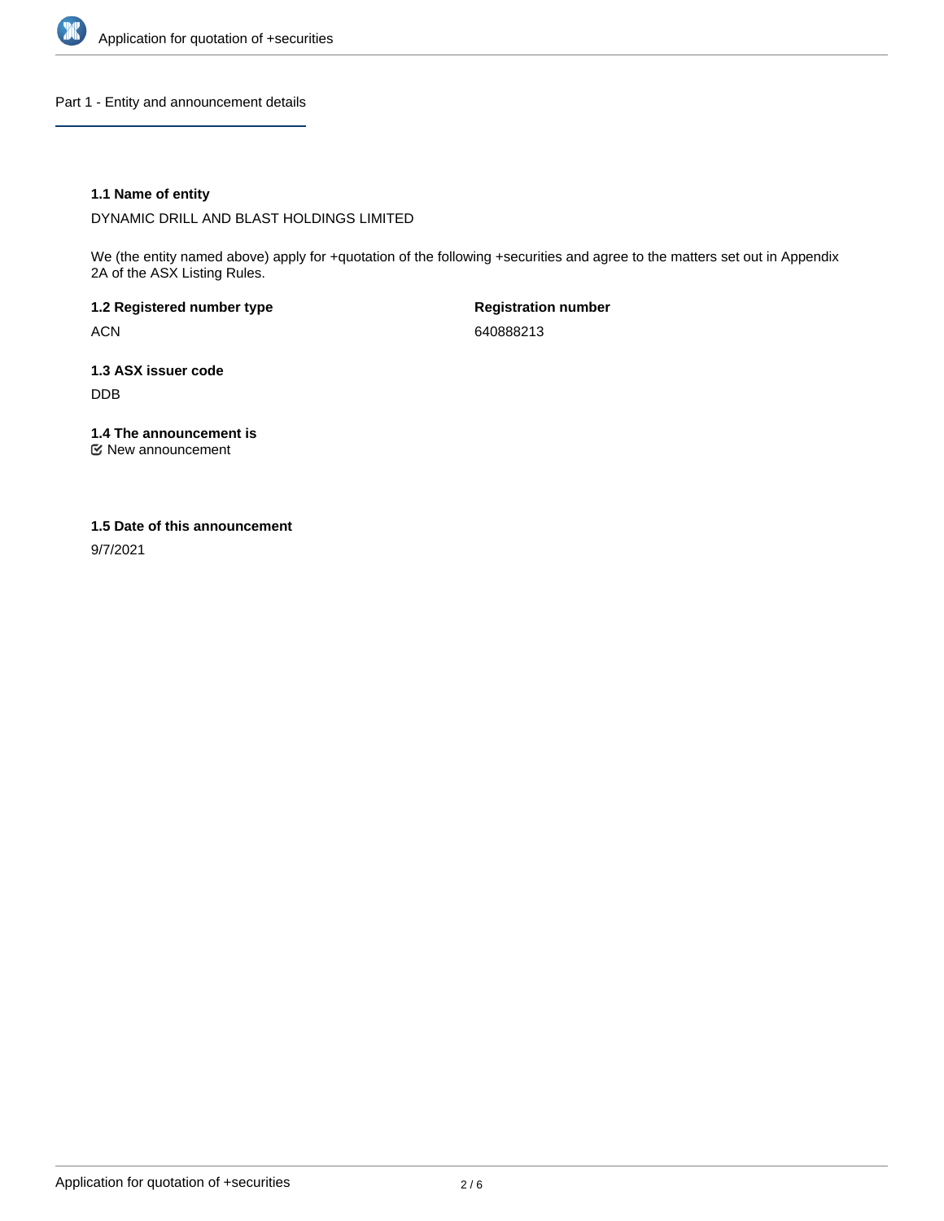## Part 1 - Entity and announcement details

**1.1 Name of entity**

DYNAMIC DRILL AND BLAST HOLDINGS LIMITED

We (the entity named above) apply for +quotation of the following +securities and agree to the matters set out in Appendix 2A of the ASX Listing Rules.

**1.2 Registered number type**

ACN

**Registration number**

640888213

**1.3 ASX issuer code**

DDB

**1.4 The announcement is**

☑ New announcement

**1.5 Date of this announcement**

9/7/2021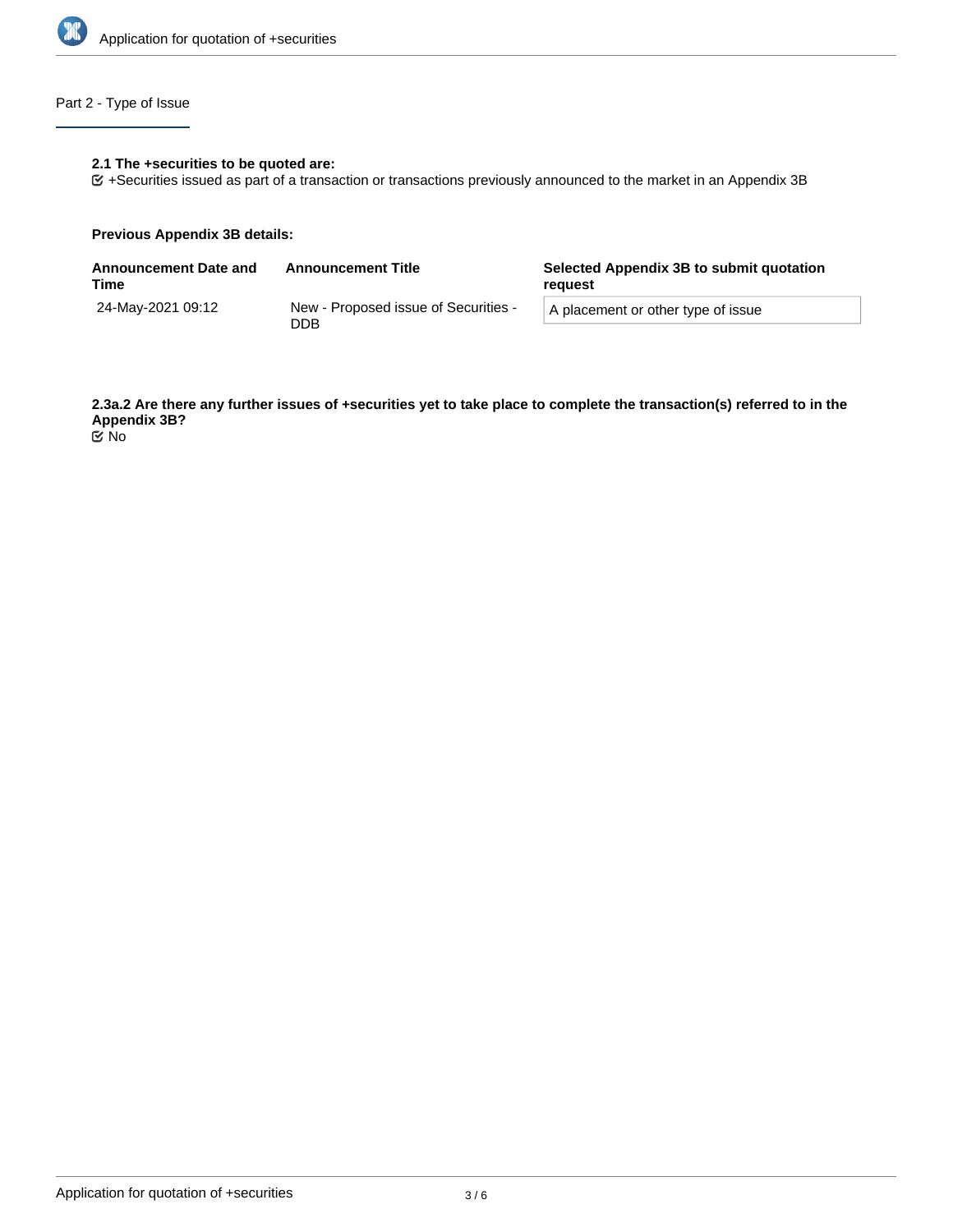## Part 2 - Type of Issue

**2.1 The +securities to be quoted are:**

+Securities issued as part of a transaction or transactions previously announced to the market in an Appendix 3B

**Previous Appendix 3B details:**

| Announcement Date and Time | Announcement Title | Selected Appendix 3B to submit quotation request |
| --- | --- | --- |
| 24-May-2021 09:12 | New - Proposed issue of Securities - DDB | A placement or other type of issue |

**2.3a.2 Are there any further issues of +securities yet to take place to complete the transaction(s) referred to in the Appendix 3B?**

No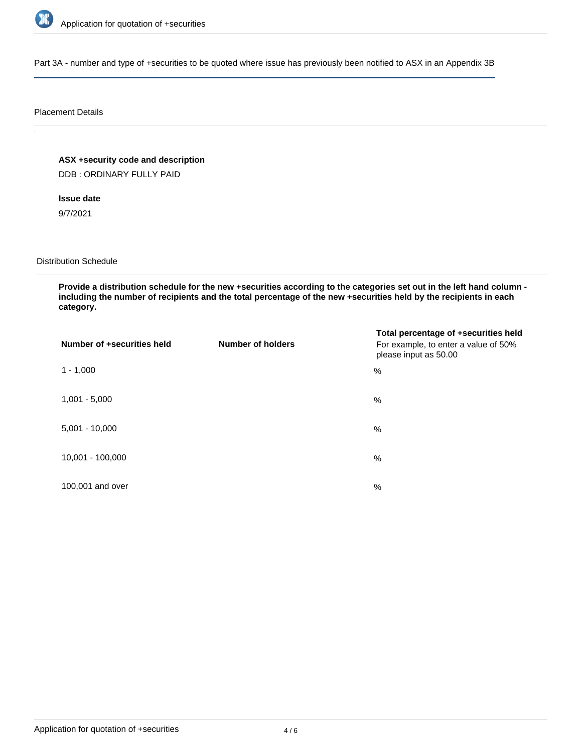Part 3A - number and type of +securities to be quoted where issue has previously been notified to ASX in an Appendix 3B

### Placement Details

**ASX +security code and description**

DDB : ORDINARY FULLY PAID

**Issue date**

9/7/2021

### Distribution Schedule

**Provide a distribution schedule for the new +securities according to the categories set out in the left hand column - including the number of recipients and the total percentage of the new +securities held by the recipients in each category.**

| Number of +securities held | Number of holders | Total percentage of +securities held For example, to enter a value of 50% please input as 50.00 |
|---|---|---|
| 1 - 1,000 | | % |
| 1,001 - 5,000 | | % |
| 5,001 - 10,000 | | % |
| 10,001 - 100,000 | | % |
| 100,001 and over | | % |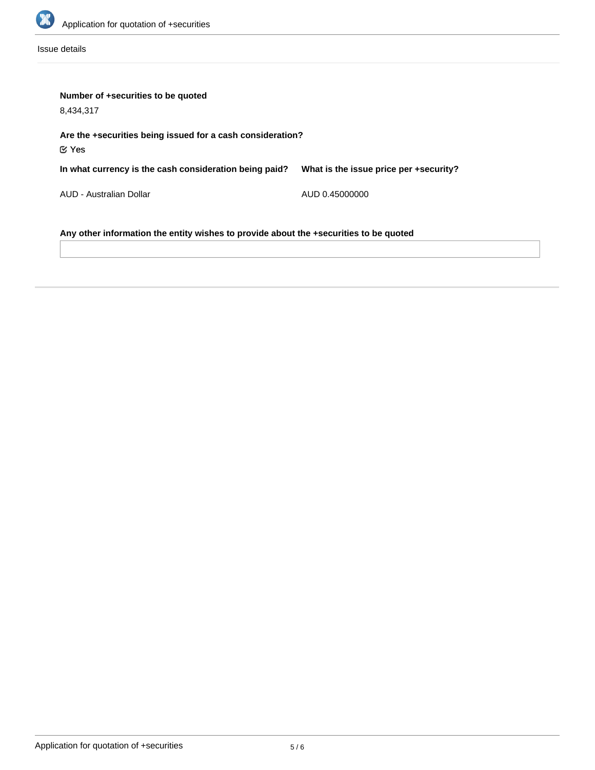Issue details

**Number of +securities to be quoted**

8,434,317

**Are the +securities being issued for a cash consideration?**

☑ Yes

| In what currency is the cash consideration being paid? | What is the issue price per +security? |
| --- | --- |
| AUD - Australian Dollar | AUD 0.45000000 |

**Any other information the entity wishes to provide about the +securities to be quoted**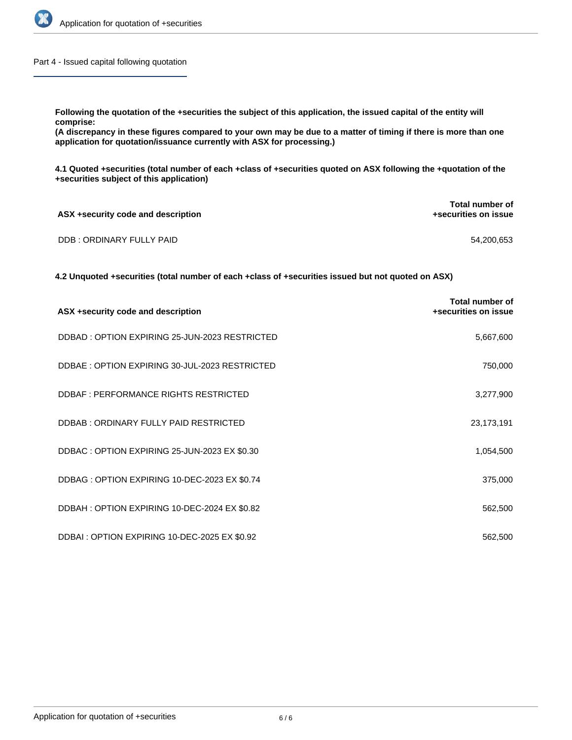## Part 4 - Issued capital following quotation

**Following the quotation of the +securities the subject of this application, the issued capital of the entity will comprise:**
**(A discrepancy in these figures compared to your own may be due to a matter of timing if there is more than one application for quotation/issuance currently with ASX for processing.)**

**4.1 Quoted +securities (total number of each +class of +securities quoted on ASX following the +quotation of the +securities subject of this application)**

| ASX +security code and description | Total number of +securities on issue |
|---|---|
| DDB : ORDINARY FULLY PAID | 54,200,653 |

**4.2 Unquoted +securities (total number of each +class of +securities issued but not quoted on ASX)**

| ASX +security code and description | Total number of +securities on issue |
|---|---|
| DDBAD : OPTION EXPIRING 25-JUN-2023 RESTRICTED | 5,667,600 |
| DDBAE : OPTION EXPIRING 30-JUL-2023 RESTRICTED | 750,000 |
| DDBAF : PERFORMANCE RIGHTS RESTRICTED | 3,277,900 |
| DDBAB : ORDINARY FULLY PAID RESTRICTED | 23,173,191 |
| DDBAC : OPTION EXPIRING 25-JUN-2023 EX $0.30 | 1,054,500 |
| DDBAG : OPTION EXPIRING 10-DEC-2023 EX $0.74 | 375,000 |
| DDBAH : OPTION EXPIRING 10-DEC-2024 EX $0.82 | 562,500 |
| DDBAI : OPTION EXPIRING 10-DEC-2025 EX $0.92 | 562,500 |